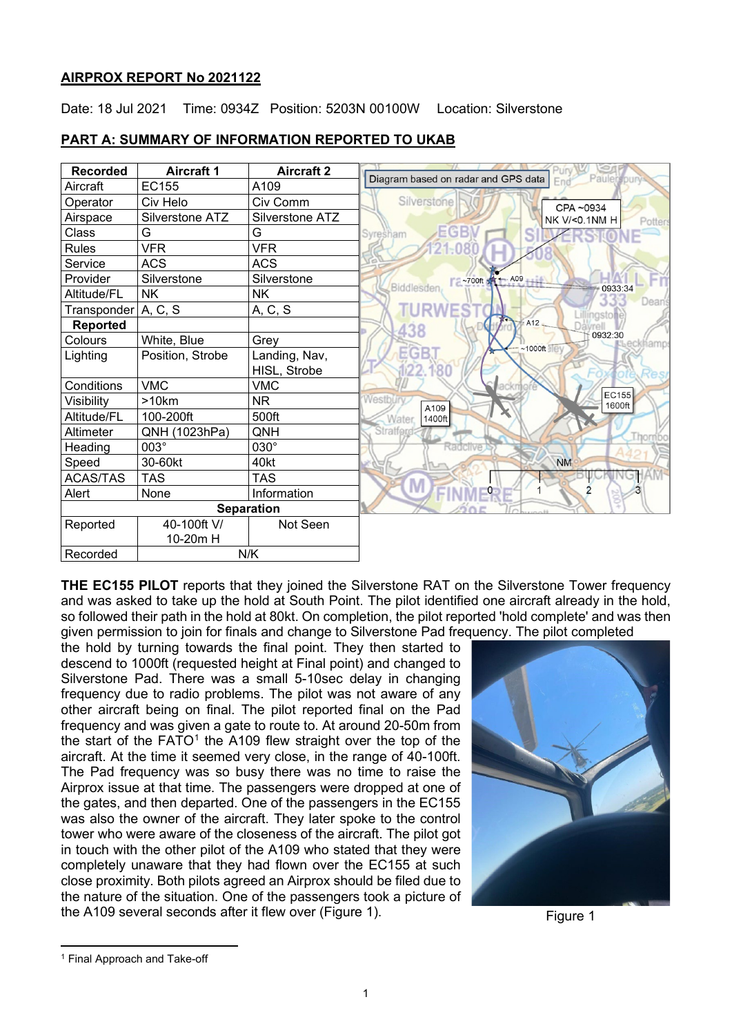# AIRPROX REPORT No 2021122

Date: 18 Jul 2021   Time: 0934Z   Position: 5203N 00100W   Location: Silverstone

## PART A: SUMMARY OF INFORMATION REPORTED TO UKAB

| Recorded | Aircraft 1 | Aircraft 2 |
|---|---|---|
| Aircraft | EC155 | A109 |
| Operator | Civ Helo | Civ Comm |
| Airspace | Silverstone ATZ | Silverstone ATZ |
| Class | G | G |
| Rules | VFR | VFR |
| Service | ACS | ACS |
| Provider | Silverstone | Silverstone |
| Altitude/FL | NK | NK |
| Transponder | A, C, S | A, C, S |
| **Reported** | | |
| Colours | White, Blue | Grey |
| Lighting | Position, Strobe | Landing, Nav, HISL, Strobe |
| Conditions | VMC | VMC |
| Visibility | >10km | NR |
| Altitude/FL | 100-200ft | 500ft |
| Altimeter | QNH (1023hPa) | QNH |
| Heading | 003° | 030° |
| Speed | 30-60kt | 40kt |
| ACAS/TAS | TAS | TAS |
| Alert | None | Information |
| **Separation** | | |
| Reported | 40-100ft V/ 10-20m H | Not Seen |
| Recorded | N/K | |

Diagram based on radar and GPS data

**THE EC155 PILOT** reports that they joined the Silverstone RAT on the Silverstone Tower frequency and was asked to take up the hold at South Point. The pilot identified one aircraft already in the hold, so followed their path in the hold at 80kt. On completion, the pilot reported 'hold complete' and was then given permission to join for finals and change to Silverstone Pad frequency. The pilot completed the hold by turning towards the final point. They then started to descend to 1000ft (requested height at Final point) and changed to Silverstone Pad. There was a small 5-10sec delay in changing frequency due to radio problems. The pilot was not aware of any other aircraft being on final. The pilot reported final on the Pad frequency and was given a gate to route to. At around 20-50m from the start of the FATO[1] the A109 flew straight over the top of the aircraft. At the time it seemed very close, in the range of 40-100ft. The Pad frequency was so busy there was no time to raise the Airprox issue at that time. The passengers were dropped at one of the gates, and then departed. One of the passengers in the EC155 was also the owner of the aircraft. They later spoke to the control tower who were aware of the closeness of the aircraft. The pilot got in touch with the other pilot of the A109 who stated that they were completely unaware that they had flown over the EC155 at such close proximity. Both pilots agreed an Airprox should be filed due to the nature of the situation. One of the passengers took a picture of the A109 several seconds after it flew over (Figure 1).

Figure 1

[1] Final Approach and Take-off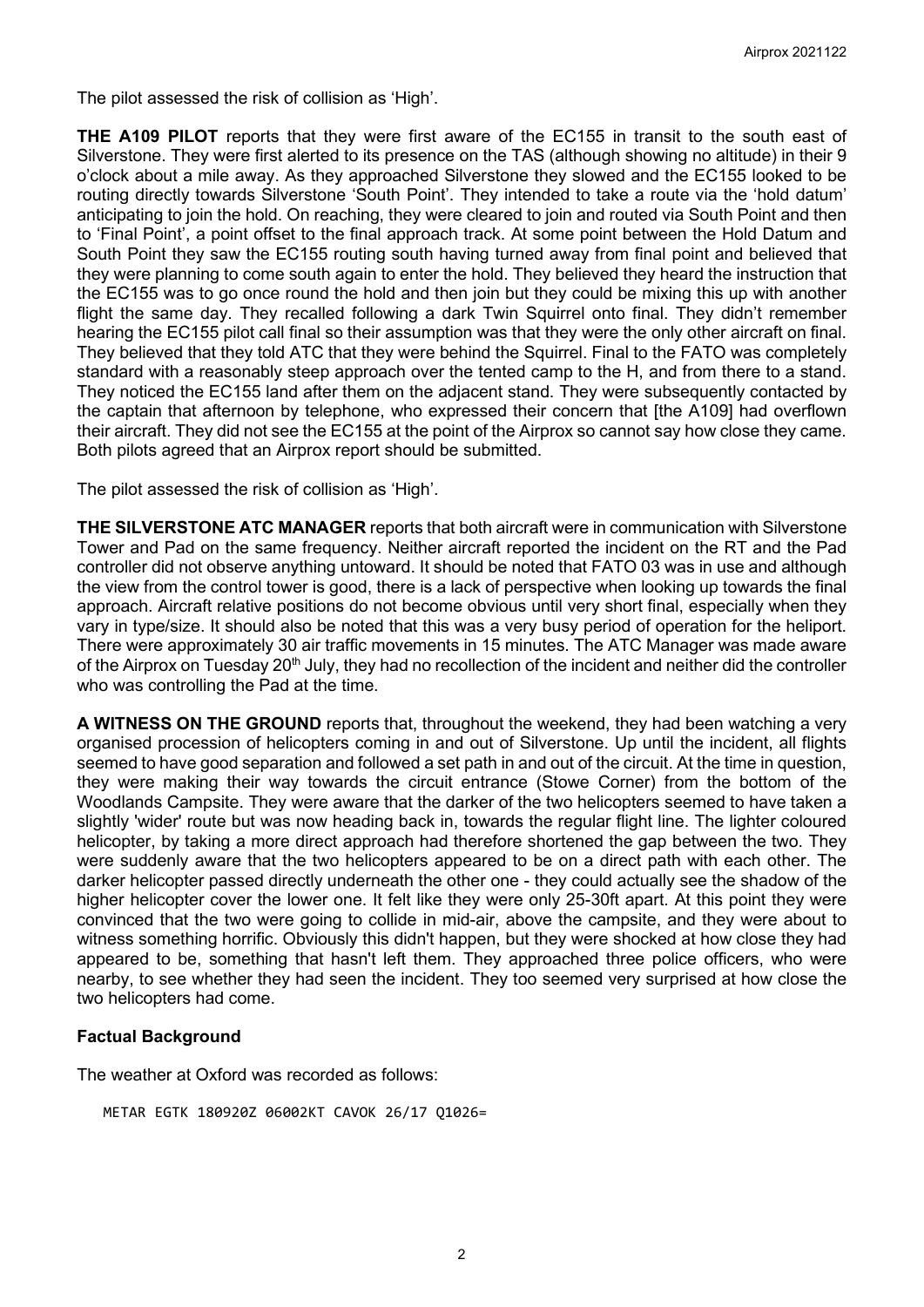The pilot assessed the risk of collision as 'High'.

**THE A109 PILOT** reports that they were first aware of the EC155 in transit to the south east of Silverstone. They were first alerted to its presence on the TAS (although showing no altitude) in their 9 o'clock about a mile away. As they approached Silverstone they slowed and the EC155 looked to be routing directly towards Silverstone 'South Point'. They intended to take a route via the 'hold datum' anticipating to join the hold. On reaching, they were cleared to join and routed via South Point and then to 'Final Point', a point offset to the final approach track. At some point between the Hold Datum and South Point they saw the EC155 routing south having turned away from final point and believed that they were planning to come south again to enter the hold. They believed they heard the instruction that the EC155 was to go once round the hold and then join but they could be mixing this up with another flight the same day. They recalled following a dark Twin Squirrel onto final. They didn't remember hearing the EC155 pilot call final so their assumption was that they were the only other aircraft on final. They believed that they told ATC that they were behind the Squirrel. Final to the FATO was completely standard with a reasonably steep approach over the tented camp to the H, and from there to a stand. They noticed the EC155 land after them on the adjacent stand. They were subsequently contacted by the captain that afternoon by telephone, who expressed their concern that [the A109] had overflown their aircraft. They did not see the EC155 at the point of the Airprox so cannot say how close they came. Both pilots agreed that an Airprox report should be submitted.

The pilot assessed the risk of collision as 'High'.

**THE SILVERSTONE ATC MANAGER** reports that both aircraft were in communication with Silverstone Tower and Pad on the same frequency. Neither aircraft reported the incident on the RT and the Pad controller did not observe anything untoward. It should be noted that FATO 03 was in use and although the view from the control tower is good, there is a lack of perspective when looking up towards the final approach. Aircraft relative positions do not become obvious until very short final, especially when they vary in type/size. It should also be noted that this was a very busy period of operation for the heliport. There were approximately 30 air traffic movements in 15 minutes. The ATC Manager was made aware of the Airprox on Tuesday 20th July, they had no recollection of the incident and neither did the controller who was controlling the Pad at the time.

**A WITNESS ON THE GROUND** reports that, throughout the weekend, they had been watching a very organised procession of helicopters coming in and out of Silverstone. Up until the incident, all flights seemed to have good separation and followed a set path in and out of the circuit. At the time in question, they were making their way towards the circuit entrance (Stowe Corner) from the bottom of the Woodlands Campsite. They were aware that the darker of the two helicopters seemed to have taken a slightly 'wider' route but was now heading back in, towards the regular flight line. The lighter coloured helicopter, by taking a more direct approach had therefore shortened the gap between the two. They were suddenly aware that the two helicopters appeared to be on a direct path with each other. The darker helicopter passed directly underneath the other one - they could actually see the shadow of the higher helicopter cover the lower one. It felt like they were only 25-30ft apart. At this point they were convinced that the two were going to collide in mid-air, above the campsite, and they were about to witness something horrific. Obviously this didn't happen, but they were shocked at how close they had appeared to be, something that hasn't left them. They approached three police officers, who were nearby, to see whether they had seen the incident. They too seemed very surprised at how close the two helicopters had come.

## Factual Background

The weather at Oxford was recorded as follows:

```
METAR EGTK 180920Z 06002KT CAVOK 26/17 Q1026=
```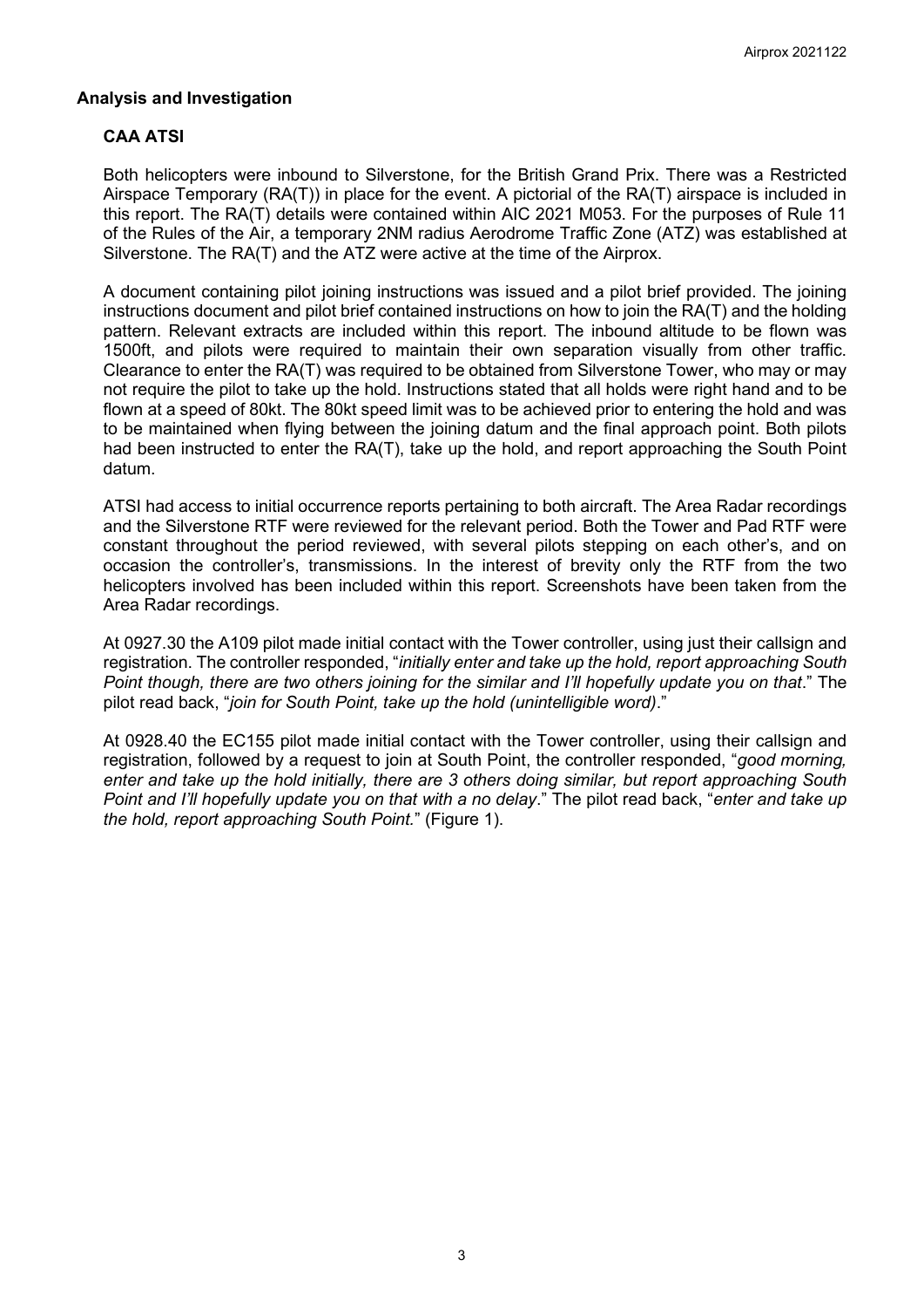## Analysis and Investigation

### CAA ATSI

Both helicopters were inbound to Silverstone, for the British Grand Prix. There was a Restricted Airspace Temporary (RA(T)) in place for the event. A pictorial of the RA(T) airspace is included in this report. The RA(T) details were contained within AIC 2021 M053. For the purposes of Rule 11 of the Rules of the Air, a temporary 2NM radius Aerodrome Traffic Zone (ATZ) was established at Silverstone. The RA(T) and the ATZ were active at the time of the Airprox.

A document containing pilot joining instructions was issued and a pilot brief provided. The joining instructions document and pilot brief contained instructions on how to join the RA(T) and the holding pattern. Relevant extracts are included within this report. The inbound altitude to be flown was 1500ft, and pilots were required to maintain their own separation visually from other traffic. Clearance to enter the RA(T) was required to be obtained from Silverstone Tower, who may or may not require the pilot to take up the hold. Instructions stated that all holds were right hand and to be flown at a speed of 80kt. The 80kt speed limit was to be achieved prior to entering the hold and was to be maintained when flying between the joining datum and the final approach point. Both pilots had been instructed to enter the RA(T), take up the hold, and report approaching the South Point datum.

ATSI had access to initial occurrence reports pertaining to both aircraft. The Area Radar recordings and the Silverstone RTF were reviewed for the relevant period. Both the Tower and Pad RTF were constant throughout the period reviewed, with several pilots stepping on each other's, and on occasion the controller's, transmissions. In the interest of brevity only the RTF from the two helicopters involved has been included within this report. Screenshots have been taken from the Area Radar recordings.

At 0927.30 the A109 pilot made initial contact with the Tower controller, using just their callsign and registration. The controller responded, "*initially enter and take up the hold, report approaching South Point though, there are two others joining for the similar and I'll hopefully update you on that*." The pilot read back, "*join for South Point, take up the hold (unintelligible word)*."

At 0928.40 the EC155 pilot made initial contact with the Tower controller, using their callsign and registration, followed by a request to join at South Point, the controller responded, "*good morning, enter and take up the hold initially, there are 3 others doing similar, but report approaching South Point and I'll hopefully update you on that with a no delay*." The pilot read back, "*enter and take up the hold, report approaching South Point.*" (Figure 1).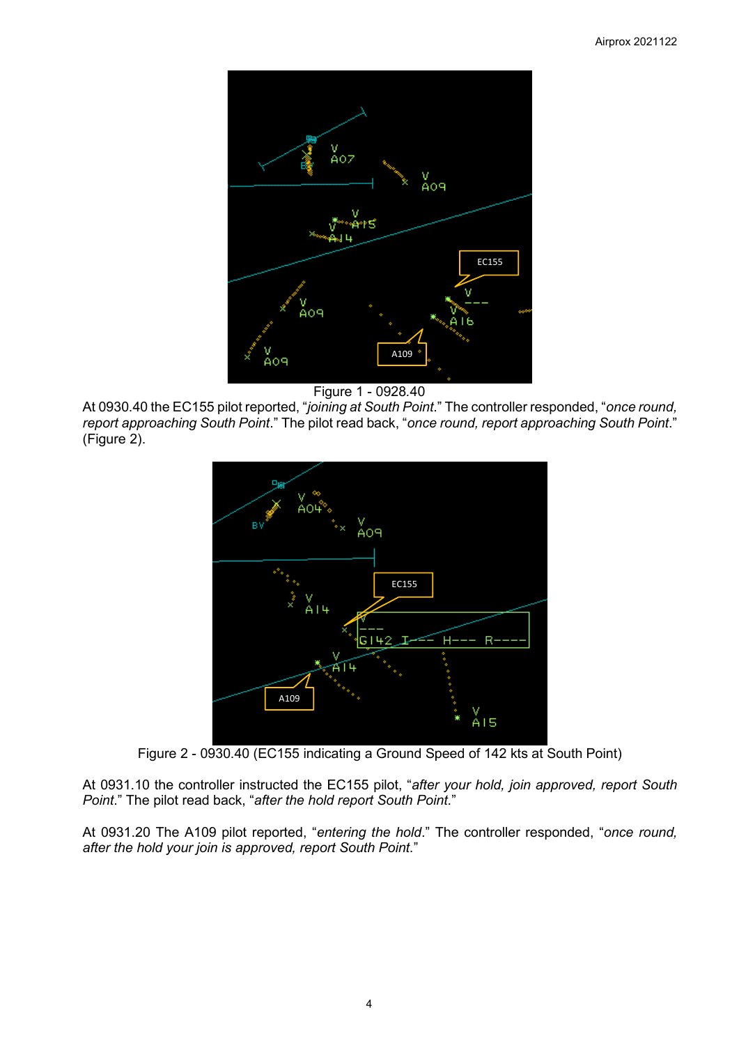Figure 1 - 0928.40

At 0930.40 the EC155 pilot reported, "*joining at South Point*." The controller responded, "*once round, report approaching South Point*." The pilot read back, "*once round, report approaching South Point*." (Figure 2).

Figure 2 - 0930.40 (EC155 indicating a Ground Speed of 142 kts at South Point)

At 0931.10 the controller instructed the EC155 pilot, "*after your hold, join approved, report South Point*." The pilot read back, "*after the hold report South Point*."

At 0931.20 The A109 pilot reported, "*entering the hold*." The controller responded, "*once round, after the hold your join is approved, report South Point.*"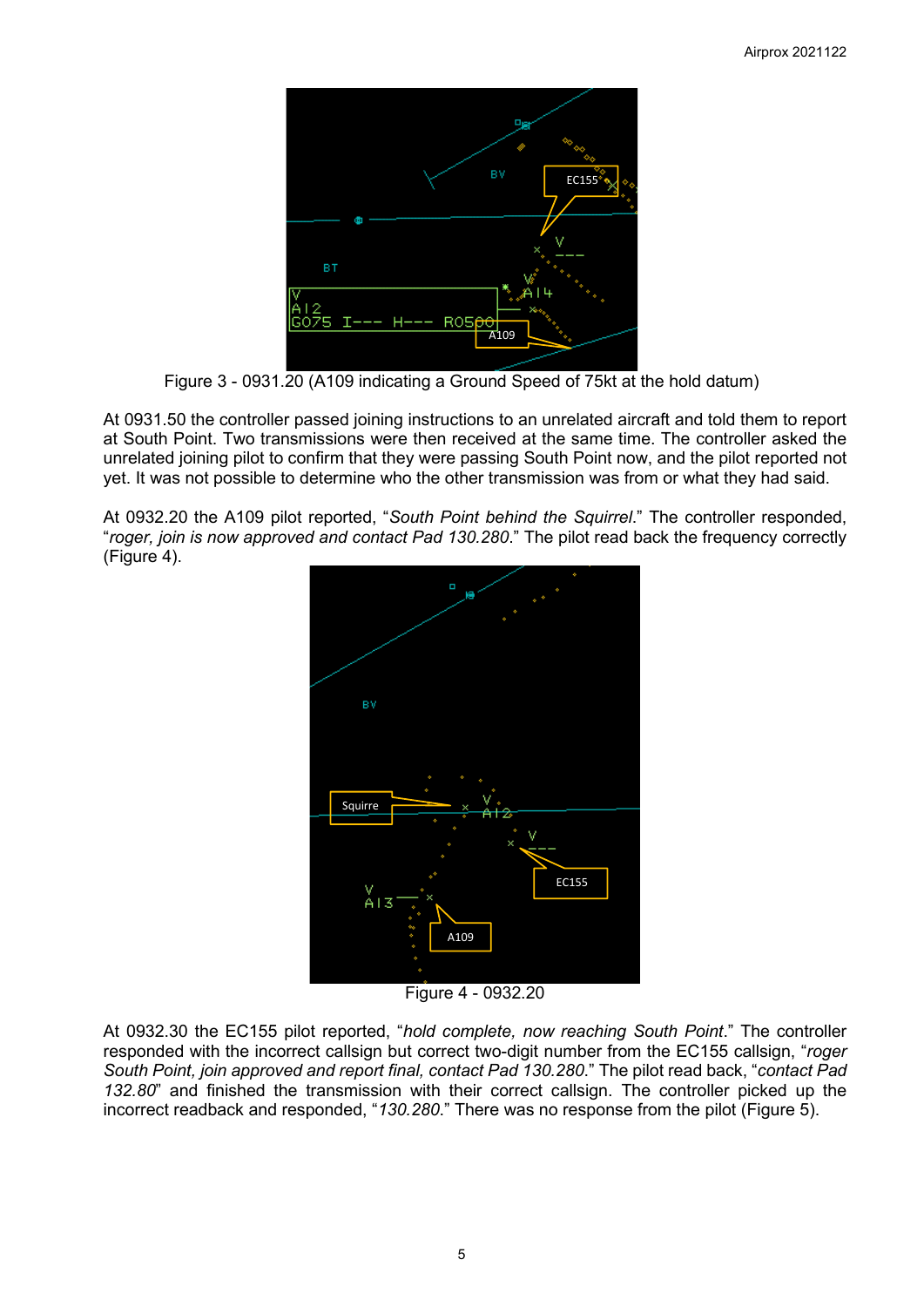Figure 3 - 0931.20 (A109 indicating a Ground Speed of 75kt at the hold datum)

At 0931.50 the controller passed joining instructions to an unrelated aircraft and told them to report at South Point. Two transmissions were then received at the same time. The controller asked the unrelated joining pilot to confirm that they were passing South Point now, and the pilot reported not yet. It was not possible to determine who the other transmission was from or what they had said.

At 0932.20 the A109 pilot reported, "*South Point behind the Squirrel*." The controller responded, "*roger, join is now approved and contact Pad 130.280*." The pilot read back the frequency correctly (Figure 4).

Figure 4 - 0932.20

At 0932.30 the EC155 pilot reported, "*hold complete, now reaching South Point*." The controller responded with the incorrect callsign but correct two-digit number from the EC155 callsign, "*roger South Point, join approved and report final, contact Pad 130.280*." The pilot read back, "*contact Pad 132.80*" and finished the transmission with their correct callsign. The controller picked up the incorrect readback and responded, "*130.280*." There was no response from the pilot (Figure 5).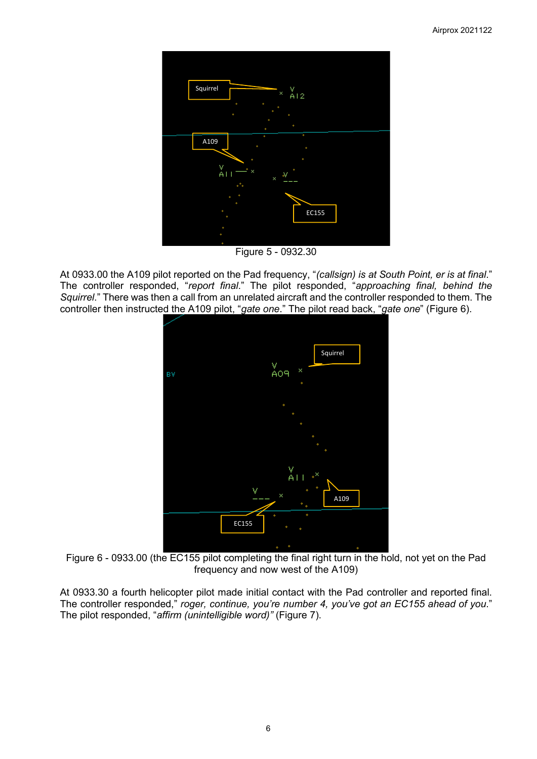Figure 5 - 0932.30

At 0933.00 the A109 pilot reported on the Pad frequency, "*(callsign) is at South Point, er is at final*." The controller responded, "*report final*." The pilot responded, "*approaching final, behind the Squirrel*." There was then a call from an unrelated aircraft and the controller responded to them. The controller then instructed the A109 pilot, "*gate one*." The pilot read back, "*gate one*" (Figure 6).

Figure 6 - 0933.00 (the EC155 pilot completing the final right turn in the hold, not yet on the Pad frequency and now west of the A109)

At 0933.30 a fourth helicopter pilot made initial contact with the Pad controller and reported final. The controller responded," *roger, continue, you're number 4, you've got an EC155 ahead of you*." The pilot responded, "*affirm (unintelligible word)"* (Figure 7).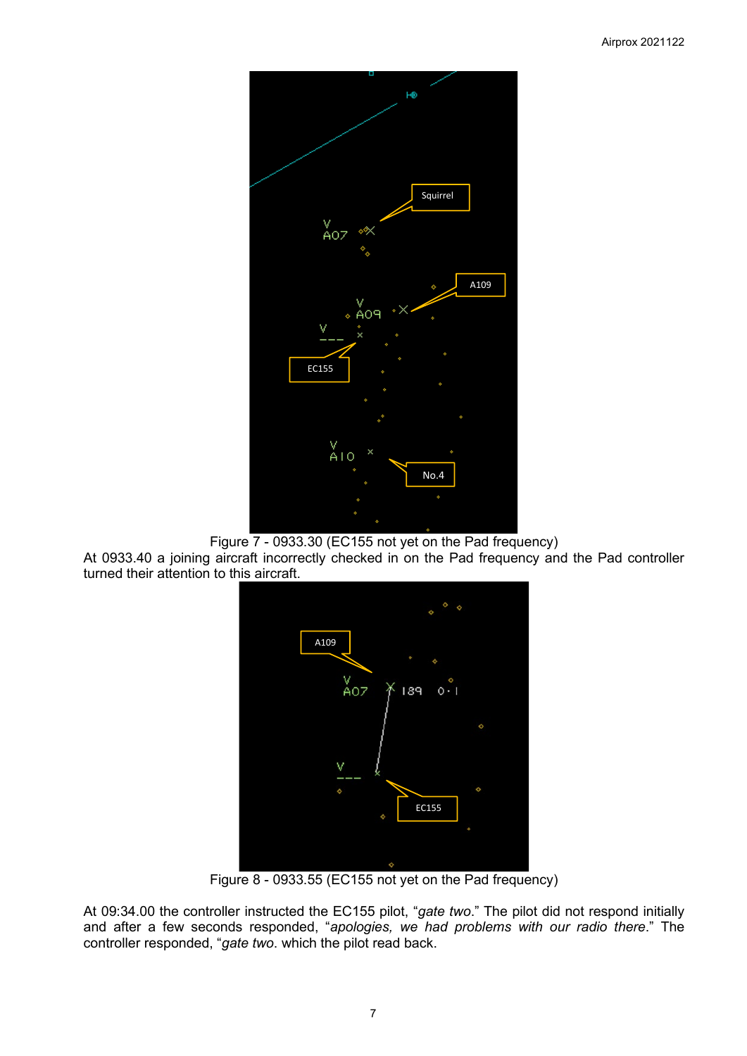Figure 7 - 0933.30 (EC155 not yet on the Pad frequency)

At 0933.40 a joining aircraft incorrectly checked in on the Pad frequency and the Pad controller turned their attention to this aircraft.

Figure 8 - 0933.55 (EC155 not yet on the Pad frequency)

At 09:34.00 the controller instructed the EC155 pilot, "*gate two*." The pilot did not respond initially and after a few seconds responded, "*apologies, we had problems with our radio there*." The controller responded, "*gate two*. which the pilot read back.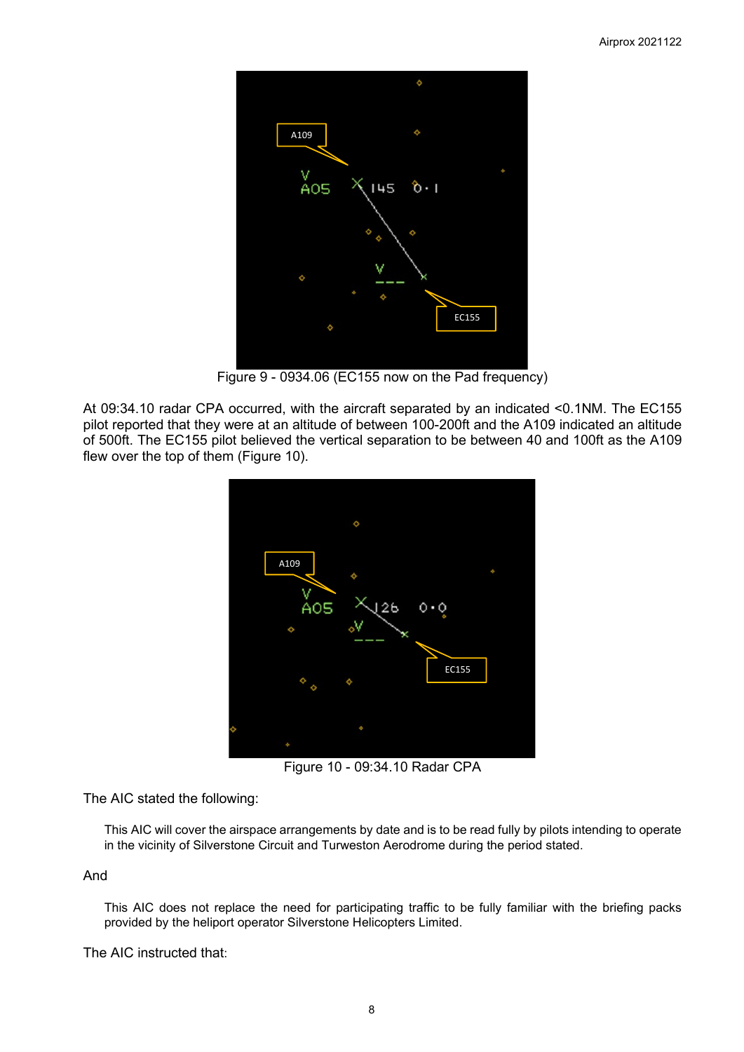Figure 9 - 0934.06 (EC155 now on the Pad frequency)

At 09:34.10 radar CPA occurred, with the aircraft separated by an indicated <0.1NM. The EC155 pilot reported that they were at an altitude of between 100-200ft and the A109 indicated an altitude of 500ft. The EC155 pilot believed the vertical separation to be between 40 and 100ft as the A109 flew over the top of them (Figure 10).

Figure 10 - 09:34.10 Radar CPA

The AIC stated the following:

> This AIC will cover the airspace arrangements by date and is to be read fully by pilots intending to operate in the vicinity of Silverstone Circuit and Turweston Aerodrome during the period stated.

And

> This AIC does not replace the need for participating traffic to be fully familiar with the briefing packs provided by the heliport operator Silverstone Helicopters Limited.

The AIC instructed that: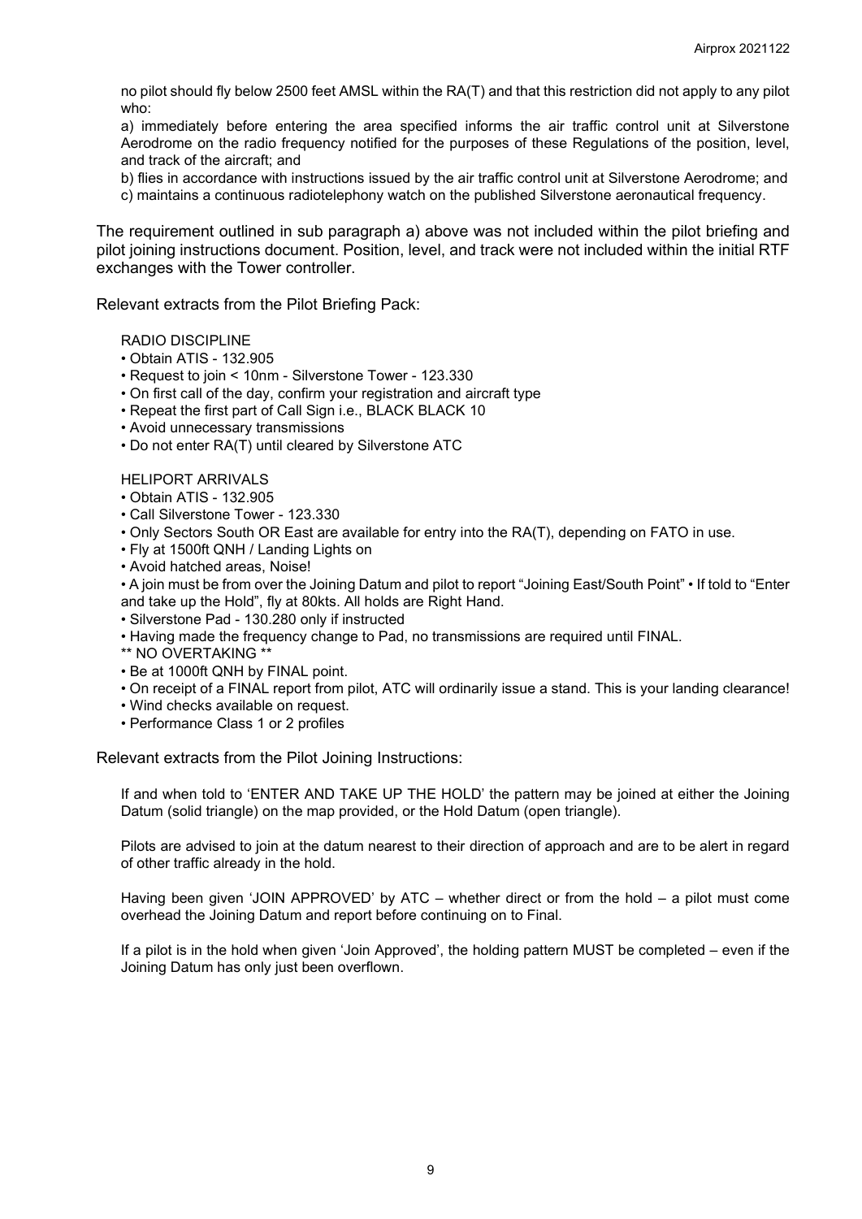no pilot should fly below 2500 feet AMSL within the RA(T) and that this restriction did not apply to any pilot who:

a) immediately before entering the area specified informs the air traffic control unit at Silverstone Aerodrome on the radio frequency notified for the purposes of these Regulations of the position, level, and track of the aircraft; and

b) flies in accordance with instructions issued by the air traffic control unit at Silverstone Aerodrome; and

c) maintains a continuous radiotelephony watch on the published Silverstone aeronautical frequency.

The requirement outlined in sub paragraph a) above was not included within the pilot briefing and pilot joining instructions document. Position, level, and track were not included within the initial RTF exchanges with the Tower controller.

Relevant extracts from the Pilot Briefing Pack:

RADIO DISCIPLINE

- Obtain ATIS - 132.905
- Request to join < 10nm - Silverstone Tower - 123.330
- On first call of the day, confirm your registration and aircraft type
- Repeat the first part of Call Sign i.e., BLACK BLACK 10
- Avoid unnecessary transmissions
- Do not enter RA(T) until cleared by Silverstone ATC

HELIPORT ARRIVALS

- Obtain ATIS - 132.905
- Call Silverstone Tower - 123.330
- Only Sectors South OR East are available for entry into the RA(T), depending on FATO in use.
- Fly at 1500ft QNH / Landing Lights on
- Avoid hatched areas, Noise!
- A join must be from over the Joining Datum and pilot to report "Joining East/South Point" • If told to "Enter and take up the Hold", fly at 80kts. All holds are Right Hand.
- Silverstone Pad - 130.280 only if instructed
- Having made the frequency change to Pad, no transmissions are required until FINAL.

** NO OVERTAKING **

- Be at 1000ft QNH by FINAL point.
- On receipt of a FINAL report from pilot, ATC will ordinarily issue a stand. This is your landing clearance!
- Wind checks available on request.
- Performance Class 1 or 2 profiles

Relevant extracts from the Pilot Joining Instructions:

If and when told to 'ENTER AND TAKE UP THE HOLD' the pattern may be joined at either the Joining Datum (solid triangle) on the map provided, or the Hold Datum (open triangle).

Pilots are advised to join at the datum nearest to their direction of approach and are to be alert in regard of other traffic already in the hold.

Having been given 'JOIN APPROVED' by ATC – whether direct or from the hold – a pilot must come overhead the Joining Datum and report before continuing on to Final.

If a pilot is in the hold when given 'Join Approved', the holding pattern MUST be completed – even if the Joining Datum has only just been overflown.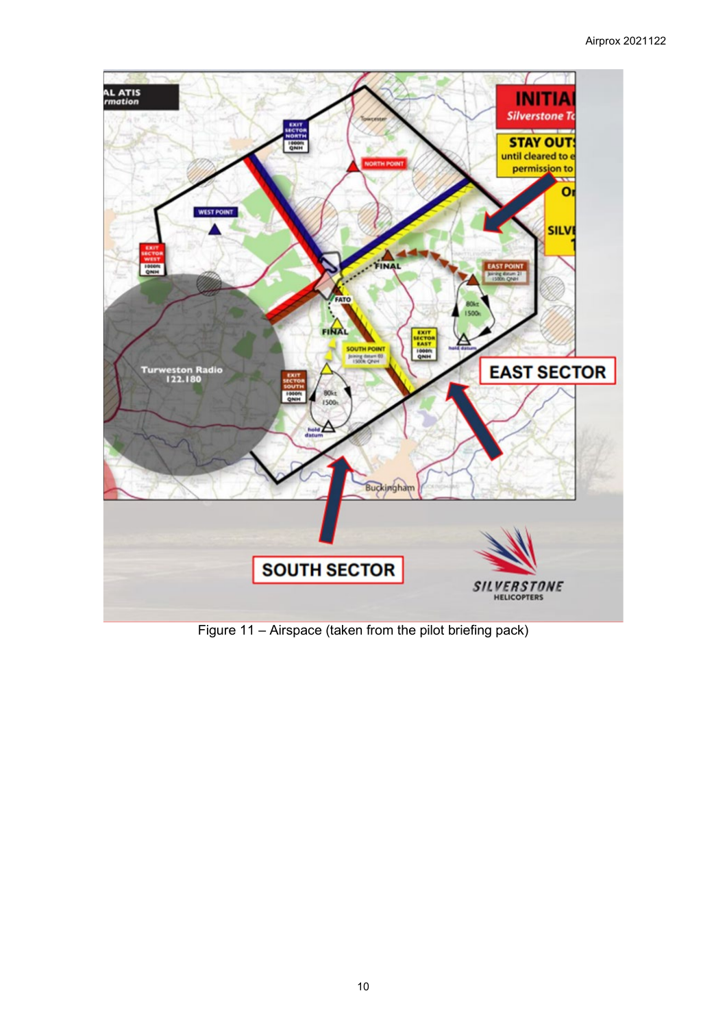Figure 11 – Airspace (taken from the pilot briefing pack)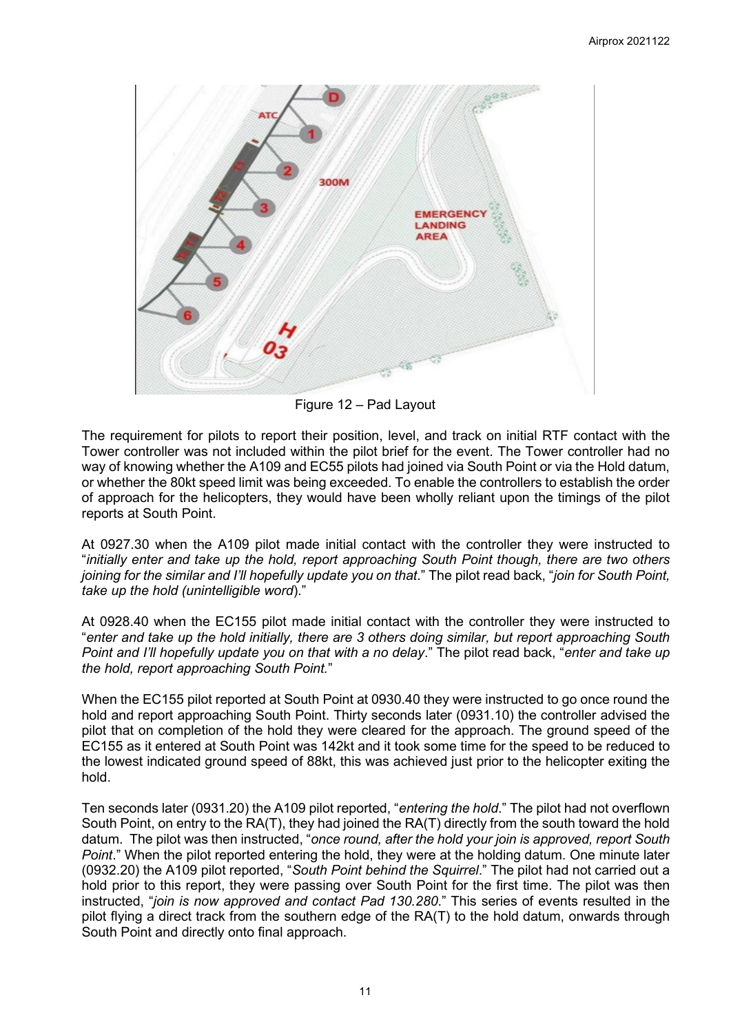Figure 12 – Pad Layout

The requirement for pilots to report their position, level, and track on initial RTF contact with the Tower controller was not included within the pilot brief for the event. The Tower controller had no way of knowing whether the A109 and EC55 pilots had joined via South Point or via the Hold datum, or whether the 80kt speed limit was being exceeded. To enable the controllers to establish the order of approach for the helicopters, they would have been wholly reliant upon the timings of the pilot reports at South Point.

At 0927.30 when the A109 pilot made initial contact with the controller they were instructed to "*initially enter and take up the hold, report approaching South Point though, there are two others joining for the similar and I'll hopefully update you on that*." The pilot read back, "*join for South Point, take up the hold (unintelligible word*)."

At 0928.40 when the EC155 pilot made initial contact with the controller they were instructed to "*enter and take up the hold initially, there are 3 others doing similar, but report approaching South Point and I'll hopefully update you on that with a no delay*." The pilot read back, "*enter and take up the hold, report approaching South Point.*"

When the EC155 pilot reported at South Point at 0930.40 they were instructed to go once round the hold and report approaching South Point. Thirty seconds later (0931.10) the controller advised the pilot that on completion of the hold they were cleared for the approach. The ground speed of the EC155 as it entered at South Point was 142kt and it took some time for the speed to be reduced to the lowest indicated ground speed of 88kt, this was achieved just prior to the helicopter exiting the hold.

Ten seconds later (0931.20) the A109 pilot reported, "*entering the hold*." The pilot had not overflown South Point, on entry to the RA(T), they had joined the RA(T) directly from the south toward the hold datum. The pilot was then instructed, "*once round, after the hold your join is approved, report South Point*." When the pilot reported entering the hold, they were at the holding datum. One minute later (0932.20) the A109 pilot reported, "*South Point behind the Squirrel*." The pilot had not carried out a hold prior to this report, they were passing over South Point for the first time. The pilot was then instructed, "*join is now approved and contact Pad 130.280*." This series of events resulted in the pilot flying a direct track from the southern edge of the RA(T) to the hold datum, onwards through South Point and directly onto final approach.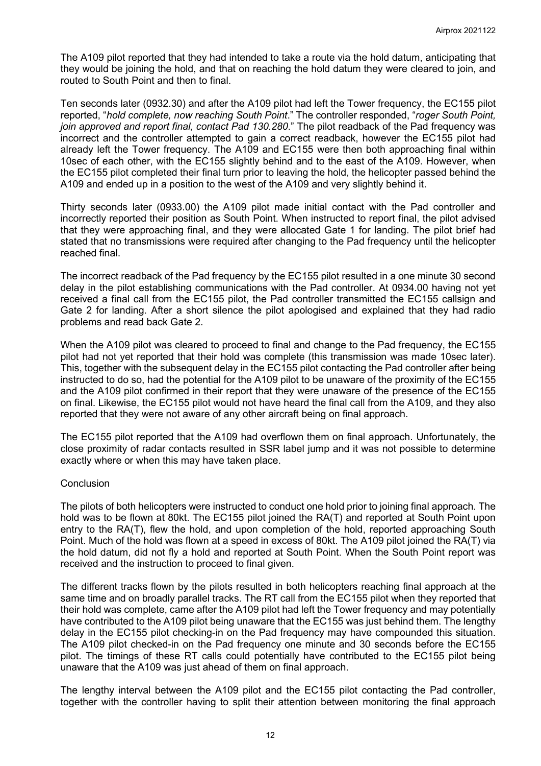The A109 pilot reported that they had intended to take a route via the hold datum, anticipating that they would be joining the hold, and that on reaching the hold datum they were cleared to join, and routed to South Point and then to final.

Ten seconds later (0932.30) and after the A109 pilot had left the Tower frequency, the EC155 pilot reported, "*hold complete, now reaching South Point*." The controller responded, "*roger South Point, join approved and report final, contact Pad 130.280*." The pilot readback of the Pad frequency was incorrect and the controller attempted to gain a correct readback, however the EC155 pilot had already left the Tower frequency. The A109 and EC155 were then both approaching final within 10sec of each other, with the EC155 slightly behind and to the east of the A109. However, when the EC155 pilot completed their final turn prior to leaving the hold, the helicopter passed behind the A109 and ended up in a position to the west of the A109 and very slightly behind it.

Thirty seconds later (0933.00) the A109 pilot made initial contact with the Pad controller and incorrectly reported their position as South Point. When instructed to report final, the pilot advised that they were approaching final, and they were allocated Gate 1 for landing. The pilot brief had stated that no transmissions were required after changing to the Pad frequency until the helicopter reached final.

The incorrect readback of the Pad frequency by the EC155 pilot resulted in a one minute 30 second delay in the pilot establishing communications with the Pad controller. At 0934.00 having not yet received a final call from the EC155 pilot, the Pad controller transmitted the EC155 callsign and Gate 2 for landing. After a short silence the pilot apologised and explained that they had radio problems and read back Gate 2.

When the A109 pilot was cleared to proceed to final and change to the Pad frequency, the EC155 pilot had not yet reported that their hold was complete (this transmission was made 10sec later). This, together with the subsequent delay in the EC155 pilot contacting the Pad controller after being instructed to do so, had the potential for the A109 pilot to be unaware of the proximity of the EC155 and the A109 pilot confirmed in their report that they were unaware of the presence of the EC155 on final. Likewise, the EC155 pilot would not have heard the final call from the A109, and they also reported that they were not aware of any other aircraft being on final approach.

The EC155 pilot reported that the A109 had overflown them on final approach. Unfortunately, the close proximity of radar contacts resulted in SSR label jump and it was not possible to determine exactly where or when this may have taken place.

Conclusion

The pilots of both helicopters were instructed to conduct one hold prior to joining final approach. The hold was to be flown at 80kt. The EC155 pilot joined the RA(T) and reported at South Point upon entry to the RA(T), flew the hold, and upon completion of the hold, reported approaching South Point. Much of the hold was flown at a speed in excess of 80kt. The A109 pilot joined the RA(T) via the hold datum, did not fly a hold and reported at South Point. When the South Point report was received and the instruction to proceed to final given.

The different tracks flown by the pilots resulted in both helicopters reaching final approach at the same time and on broadly parallel tracks. The RT call from the EC155 pilot when they reported that their hold was complete, came after the A109 pilot had left the Tower frequency and may potentially have contributed to the A109 pilot being unaware that the EC155 was just behind them. The lengthy delay in the EC155 pilot checking-in on the Pad frequency may have compounded this situation. The A109 pilot checked-in on the Pad frequency one minute and 30 seconds before the EC155 pilot. The timings of these RT calls could potentially have contributed to the EC155 pilot being unaware that the A109 was just ahead of them on final approach.

The lengthy interval between the A109 pilot and the EC155 pilot contacting the Pad controller, together with the controller having to split their attention between monitoring the final approach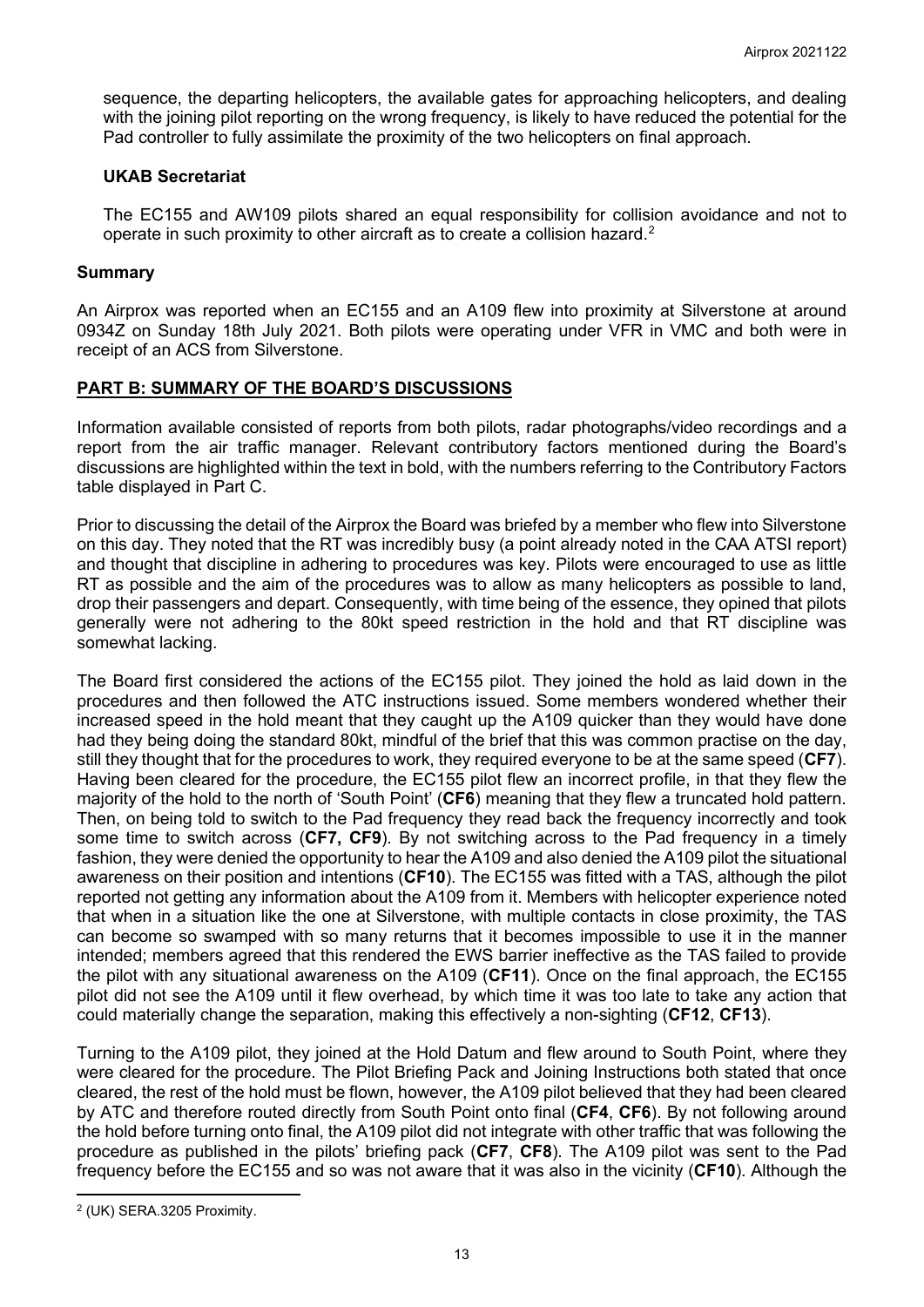sequence, the departing helicopters, the available gates for approaching helicopters, and dealing with the joining pilot reporting on the wrong frequency, is likely to have reduced the potential for the Pad controller to fully assimilate the proximity of the two helicopters on final approach.

### UKAB Secretariat

The EC155 and AW109 pilots shared an equal responsibility for collision avoidance and not to operate in such proximity to other aircraft as to create a collision hazard.[2]

## Summary

An Airprox was reported when an EC155 and an A109 flew into proximity at Silverstone at around 0934Z on Sunday 18th July 2021. Both pilots were operating under VFR in VMC and both were in receipt of an ACS from Silverstone.

## PART B: SUMMARY OF THE BOARD'S DISCUSSIONS

Information available consisted of reports from both pilots, radar photographs/video recordings and a report from the air traffic manager. Relevant contributory factors mentioned during the Board's discussions are highlighted within the text in bold, with the numbers referring to the Contributory Factors table displayed in Part C.

Prior to discussing the detail of the Airprox the Board was briefed by a member who flew into Silverstone on this day. They noted that the RT was incredibly busy (a point already noted in the CAA ATSI report) and thought that discipline in adhering to procedures was key. Pilots were encouraged to use as little RT as possible and the aim of the procedures was to allow as many helicopters as possible to land, drop their passengers and depart. Consequently, with time being of the essence, they opined that pilots generally were not adhering to the 80kt speed restriction in the hold and that RT discipline was somewhat lacking.

The Board first considered the actions of the EC155 pilot. They joined the hold as laid down in the procedures and then followed the ATC instructions issued. Some members wondered whether their increased speed in the hold meant that they caught up the A109 quicker than they would have done had they being doing the standard 80kt, mindful of the brief that this was common practise on the day, still they thought that for the procedures to work, they required everyone to be at the same speed (**CF7**). Having been cleared for the procedure, the EC155 pilot flew an incorrect profile, in that they flew the majority of the hold to the north of 'South Point' (**CF6**) meaning that they flew a truncated hold pattern. Then, on being told to switch to the Pad frequency they read back the frequency incorrectly and took some time to switch across (**CF7, CF9**). By not switching across to the Pad frequency in a timely fashion, they were denied the opportunity to hear the A109 and also denied the A109 pilot the situational awareness on their position and intentions (**CF10**). The EC155 was fitted with a TAS, although the pilot reported not getting any information about the A109 from it. Members with helicopter experience noted that when in a situation like the one at Silverstone, with multiple contacts in close proximity, the TAS can become so swamped with so many returns that it becomes impossible to use it in the manner intended; members agreed that this rendered the EWS barrier ineffective as the TAS failed to provide the pilot with any situational awareness on the A109 (**CF11**). Once on the final approach, the EC155 pilot did not see the A109 until it flew overhead, by which time it was too late to take any action that could materially change the separation, making this effectively a non-sighting (**CF12**, **CF13**).

Turning to the A109 pilot, they joined at the Hold Datum and flew around to South Point, where they were cleared for the procedure. The Pilot Briefing Pack and Joining Instructions both stated that once cleared, the rest of the hold must be flown, however, the A109 pilot believed that they had been cleared by ATC and therefore routed directly from South Point onto final (**CF4**, **CF6**). By not following around the hold before turning onto final, the A109 pilot did not integrate with other traffic that was following the procedure as published in the pilots' briefing pack (**CF7**, **CF8**). The A109 pilot was sent to the Pad frequency before the EC155 and so was not aware that it was also in the vicinity (**CF10**). Although the

[2] (UK) SERA.3205 Proximity.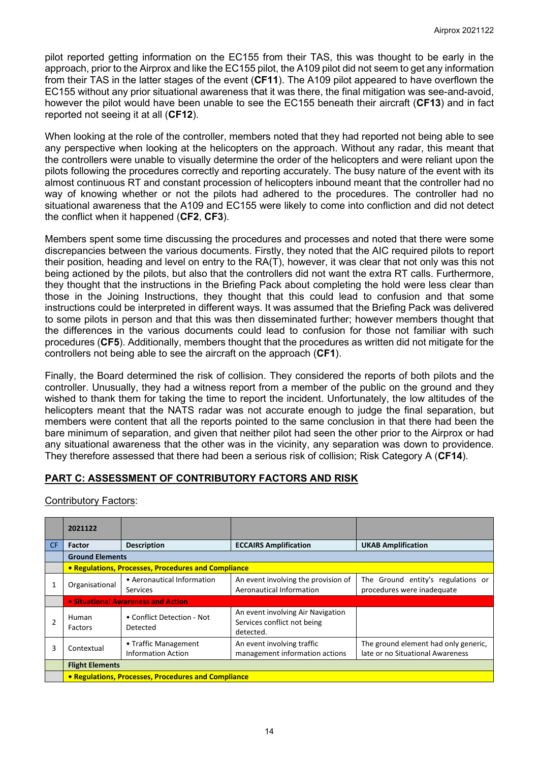pilot reported getting information on the EC155 from their TAS, this was thought to be early in the approach, prior to the Airprox and like the EC155 pilot, the A109 pilot did not seem to get any information from their TAS in the latter stages of the event (**CF11**). The A109 pilot appeared to have overflown the EC155 without any prior situational awareness that it was there, the final mitigation was see-and-avoid, however the pilot would have been unable to see the EC155 beneath their aircraft (**CF13**) and in fact reported not seeing it at all (**CF12**).

When looking at the role of the controller, members noted that they had reported not being able to see any perspective when looking at the helicopters on the approach. Without any radar, this meant that the controllers were unable to visually determine the order of the helicopters and were reliant upon the pilots following the procedures correctly and reporting accurately. The busy nature of the event with its almost continuous RT and constant procession of helicopters inbound meant that the controller had no way of knowing whether or not the pilots had adhered to the procedures. The controller had no situational awareness that the A109 and EC155 were likely to come into confliction and did not detect the conflict when it happened (**CF2**, **CF3**).

Members spent some time discussing the procedures and processes and noted that there were some discrepancies between the various documents. Firstly, they noted that the AIC required pilots to report their position, heading and level on entry to the RA(T), however, it was clear that not only was this not being actioned by the pilots, but also that the controllers did not want the extra RT calls. Furthermore, they thought that the instructions in the Briefing Pack about completing the hold were less clear than those in the Joining Instructions, they thought that this could lead to confusion and that some instructions could be interpreted in different ways. It was assumed that the Briefing Pack was delivered to some pilots in person and that this was then disseminated further; however members thought that the differences in the various documents could lead to confusion for those not familiar with such procedures (**CF5**). Additionally, members thought that the procedures as written did not mitigate for the controllers not being able to see the aircraft on the approach (**CF1**).

Finally, the Board determined the risk of collision. They considered the reports of both pilots and the controller. Unusually, they had a witness report from a member of the public on the ground and they wished to thank them for taking the time to report the incident. Unfortunately, the low altitudes of the helicopters meant that the NATS radar was not accurate enough to judge the final separation, but members were content that all the reports pointed to the same conclusion in that there had been the bare minimum of separation, and given that neither pilot had seen the other prior to the Airprox or had any situational awareness that the other was in the vicinity, any separation was down to providence. They therefore assessed that there had been a serious risk of collision; Risk Category A (**CF14**).

## PART C: ASSESSMENT OF CONTRIBUTORY FACTORS AND RISK

Contributory Factors:

| | 2021122 | | | |
|---|---|---|---|---|
| CF | Factor | Description | ECCAIRS Amplification | UKAB Amplification |
| | **Ground Elements** | | | |
| | **• Regulations, Processes, Procedures and Compliance** | | | |
| 1 | Organisational | • Aeronautical Information Services | An event involving the provision of Aeronautical Information | The Ground entity's regulations or procedures were inadequate |
| | **• Situational Awareness and Action** | | | |
| 2 | Human Factors | • Conflict Detection - Not Detected | An event involving Air Navigation Services conflict not being detected. | |
| 3 | Contextual | • Traffic Management Information Action | An event involving traffic management information actions | The ground element had only generic, late or no Situational Awareness |
| | **Flight Elements** | | | |
| | **• Regulations, Processes, Procedures and Compliance** | | | |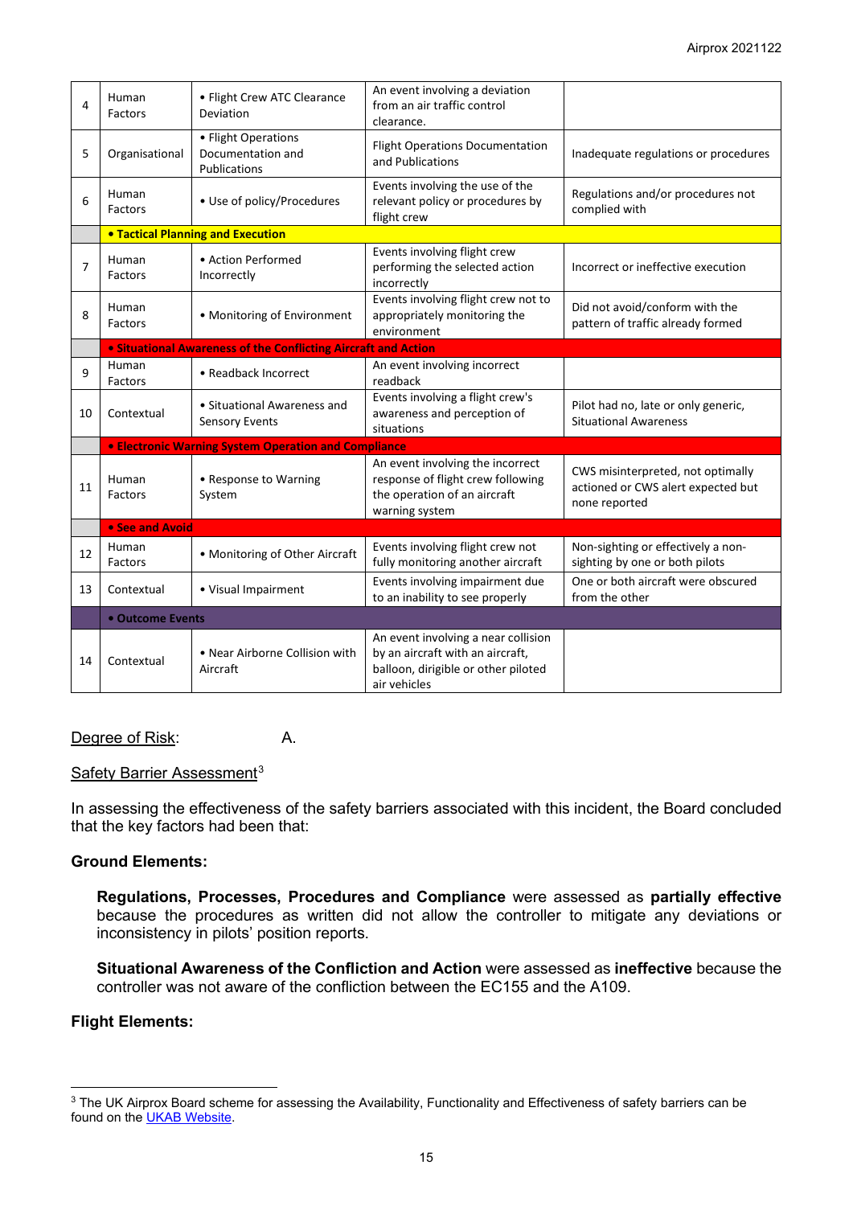| | | | | |
|---|---|---|---|---|
| 4 | Human Factors | • Flight Crew ATC Clearance Deviation | An event involving a deviation from an air traffic control clearance. | |
| 5 | Organisational | • Flight Operations Documentation and Publications | Flight Operations Documentation and Publications | Inadequate regulations or procedures |
| 6 | Human Factors | • Use of policy/Procedures | Events involving the use of the relevant policy or procedures by flight crew | Regulations and/or procedures not complied with |
| | **• Tactical Planning and Execution** | | | |
| 7 | Human Factors | • Action Performed Incorrectly | Events involving flight crew performing the selected action incorrectly | Incorrect or ineffective execution |
| 8 | Human Factors | • Monitoring of Environment | Events involving flight crew not to appropriately monitoring the environment | Did not avoid/conform with the pattern of traffic already formed |
| | **• Situational Awareness of the Conflicting Aircraft and Action** | | | |
| 9 | Human Factors | • Readback Incorrect | An event involving incorrect readback | |
| 10 | Contextual | • Situational Awareness and Sensory Events | Events involving a flight crew's awareness and perception of situations | Pilot had no, late or only generic, Situational Awareness |
| | **• Electronic Warning System Operation and Compliance** | | | |
| 11 | Human Factors | • Response to Warning System | An event involving the incorrect response of flight crew following the operation of an aircraft warning system | CWS misinterpreted, not optimally actioned or CWS alert expected but none reported |
| | **• See and Avoid** | | | |
| 12 | Human Factors | • Monitoring of Other Aircraft | Events involving flight crew not fully monitoring another aircraft | Non-sighting or effectively a non-sighting by one or both pilots |
| 13 | Contextual | • Visual Impairment | Events involving impairment due to an inability to see properly | One or both aircraft were obscured from the other |
| | **• Outcome Events** | | | |
| 14 | Contextual | • Near Airborne Collision with Aircraft | An event involving a near collision by an aircraft with an aircraft, balloon, dirigible or other piloted air vehicles | |

Degree of Risk: A.

Safety Barrier Assessment[3]

In assessing the effectiveness of the safety barriers associated with this incident, the Board concluded that the key factors had been that:

**Ground Elements:**

**Regulations, Processes, Procedures and Compliance** were assessed as **partially effective** because the procedures as written did not allow the controller to mitigate any deviations or inconsistency in pilots' position reports.

**Situational Awareness of the Confliction and Action** were assessed as **ineffective** because the controller was not aware of the confliction between the EC155 and the A109.

**Flight Elements:**

[3] The UK Airprox Board scheme for assessing the Availability, Functionality and Effectiveness of safety barriers can be found on the UKAB Website.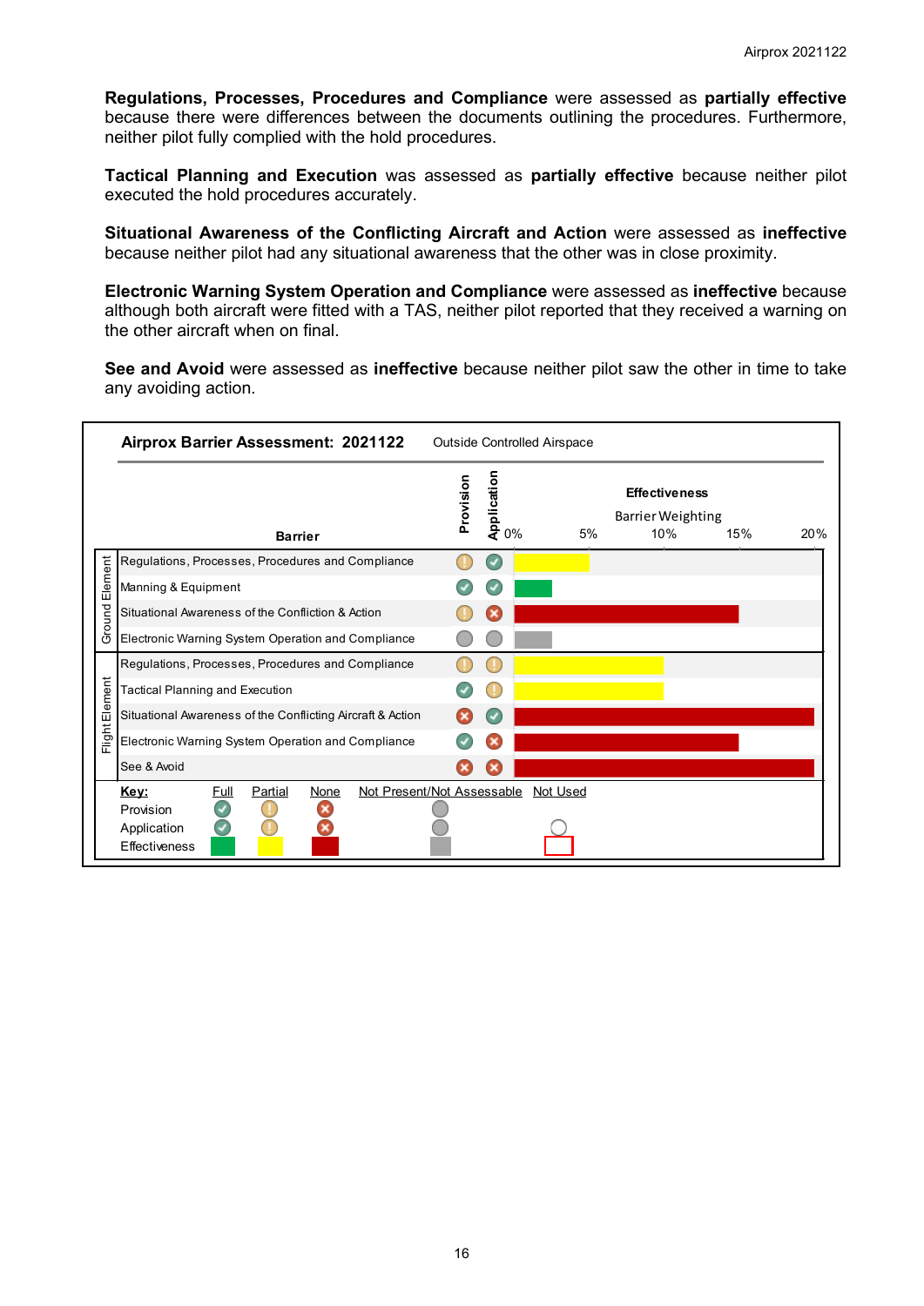**Regulations, Processes, Procedures and Compliance** were assessed as **partially effective** because there were differences between the documents outlining the procedures. Furthermore, neither pilot fully complied with the hold procedures.

**Tactical Planning and Execution** was assessed as **partially effective** because neither pilot executed the hold procedures accurately.

**Situational Awareness of the Conflicting Aircraft and Action** were assessed as **ineffective** because neither pilot had any situational awareness that the other was in close proximity.

**Electronic Warning System Operation and Compliance** were assessed as **ineffective** because although both aircraft were fitted with a TAS, neither pilot reported that they received a warning on the other aircraft when on final.

**See and Avoid** were assessed as **ineffective** because neither pilot saw the other in time to take any avoiding action.

**Airprox Barrier Assessment: 2021122**

Outside Controlled Airspace

Barrier

Provision

Application

Effectiveness

Barrier Weighting

0%

5%

10%

15%

20%

Ground Element

Regulations, Processes, Procedures and Compliance

Manning & Equipment

Situational Awareness of the Confliction & Action

Electronic Warning System Operation and Compliance

Flight Element

Regulations, Processes, Procedures and Compliance

Tactical Planning and Execution

Situational Awareness of the Conflicting Aircraft & Action

Electronic Warning System Operation and Compliance

See & Avoid

**Key:** Full Partial None Not Present/Not Assessable Not Used

Provision

Application

Effectiveness